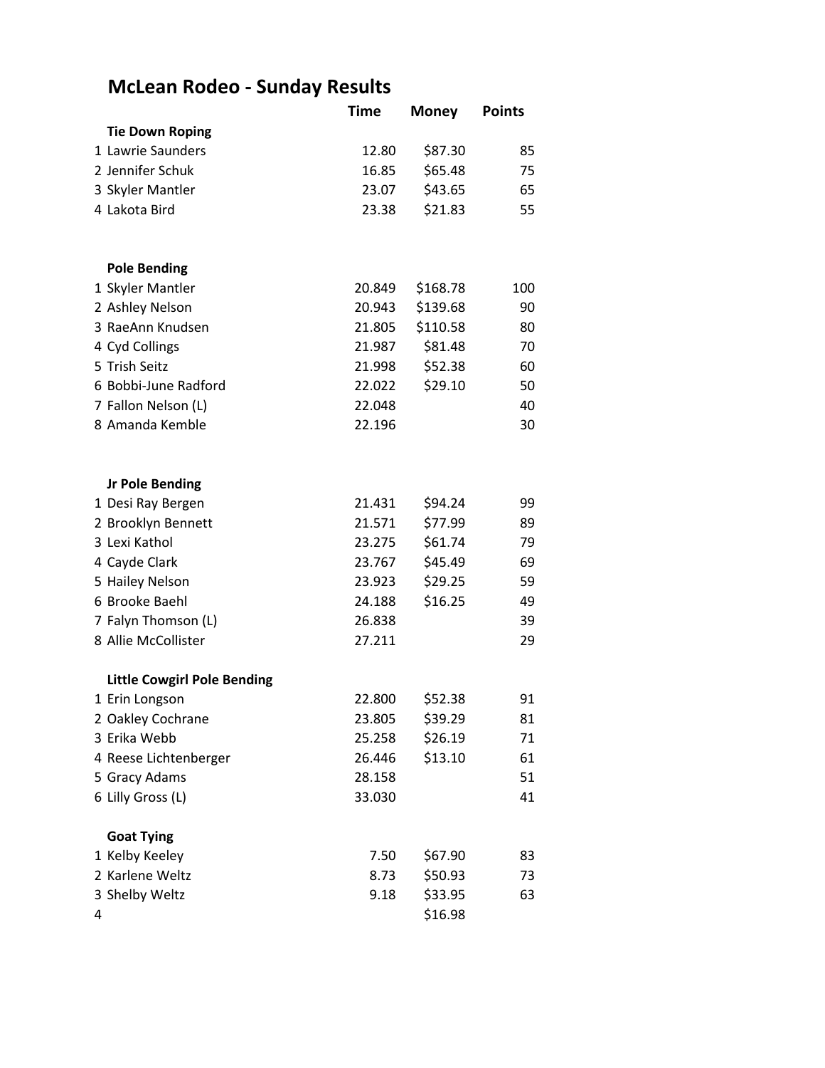# McLean Rodeo - Sunday Results

| | | Time | Money | Points |
|---|---|---|---|---|
| | **Tie Down Roping** | | | |
| 1 | Lawrie Saunders | 12.80 | $87.30 | 85 |
| 2 | Jennifer Schuk | 16.85 | $65.48 | 75 |
| 3 | Skyler Mantler | 23.07 | $43.65 | 65 |
| 4 | Lakota Bird | 23.38 | $21.83 | 55 |
| | **Pole Bending** | | | |
| 1 | Skyler Mantler | 20.849 | $168.78 | 100 |
| 2 | Ashley Nelson | 20.943 | $139.68 | 90 |
| 3 | RaeAnn Knudsen | 21.805 | $110.58 | 80 |
| 4 | Cyd Collings | 21.987 | $81.48 | 70 |
| 5 | Trish Seitz | 21.998 | $52.38 | 60 |
| 6 | Bobbi-June Radford | 22.022 | $29.10 | 50 |
| 7 | Fallon Nelson (L) | 22.048 | | 40 |
| 8 | Amanda Kemble | 22.196 | | 30 |
| | **Jr Pole Bending** | | | |
| 1 | Desi Ray Bergen | 21.431 | $94.24 | 99 |
| 2 | Brooklyn Bennett | 21.571 | $77.99 | 89 |
| 3 | Lexi Kathol | 23.275 | $61.74 | 79 |
| 4 | Cayde Clark | 23.767 | $45.49 | 69 |
| 5 | Hailey Nelson | 23.923 | $29.25 | 59 |
| 6 | Brooke Baehl | 24.188 | $16.25 | 49 |
| 7 | Falyn Thomson (L) | 26.838 | | 39 |
| 8 | Allie McCollister | 27.211 | | 29 |
| | **Little Cowgirl Pole Bending** | | | |
| 1 | Erin Longson | 22.800 | $52.38 | 91 |
| 2 | Oakley Cochrane | 23.805 | $39.29 | 81 |
| 3 | Erika Webb | 25.258 | $26.19 | 71 |
| 4 | Reese Lichtenberger | 26.446 | $13.10 | 61 |
| 5 | Gracy Adams | 28.158 | | 51 |
| 6 | Lilly Gross (L) | 33.030 | | 41 |
| | **Goat Tying** | | | |
| 1 | Kelby Keeley | 7.50 | $67.90 | 83 |
| 2 | Karlene Weltz | 8.73 | $50.93 | 73 |
| 3 | Shelby Weltz | 9.18 | $33.95 | 63 |
| 4 | | | $16.98 | |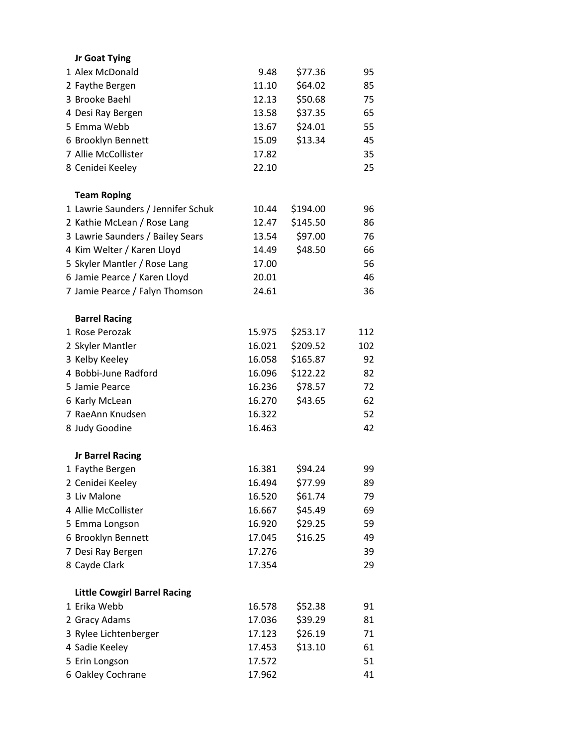**Jr Goat Tying**

| | | | | |
|---|---|---|---|---|
| 1 | Alex McDonald | 9.48 | $77.36 | 95 |
| 2 | Faythe Bergen | 11.10 | $64.02 | 85 |
| 3 | Brooke Baehl | 12.13 | $50.68 | 75 |
| 4 | Desi Ray Bergen | 13.58 | $37.35 | 65 |
| 5 | Emma Webb | 13.67 | $24.01 | 55 |
| 6 | Brooklyn Bennett | 15.09 | $13.34 | 45 |
| 7 | Allie McCollister | 17.82 | | 35 |
| 8 | Cenidei Keeley | 22.10 | | 25 |

**Team Roping**

| | | | | |
|---|---|---|---|---|
| 1 | Lawrie Saunders / Jennifer Schuk | 10.44 | $194.00 | 96 |
| 2 | Kathie McLean / Rose Lang | 12.47 | $145.50 | 86 |
| 3 | Lawrie Saunders / Bailey Sears | 13.54 | $97.00 | 76 |
| 4 | Kim Welter / Karen Lloyd | 14.49 | $48.50 | 66 |
| 5 | Skyler Mantler / Rose Lang | 17.00 | | 56 |
| 6 | Jamie Pearce / Karen Lloyd | 20.01 | | 46 |
| 7 | Jamie Pearce / Falyn Thomson | 24.61 | | 36 |

**Barrel Racing**

| | | | | |
|---|---|---|---|---|
| 1 | Rose Perozak | 15.975 | $253.17 | 112 |
| 2 | Skyler Mantler | 16.021 | $209.52 | 102 |
| 3 | Kelby Keeley | 16.058 | $165.87 | 92 |
| 4 | Bobbi-June Radford | 16.096 | $122.22 | 82 |
| 5 | Jamie Pearce | 16.236 | $78.57 | 72 |
| 6 | Karly McLean | 16.270 | $43.65 | 62 |
| 7 | RaeAnn Knudsen | 16.322 | | 52 |
| 8 | Judy Goodine | 16.463 | | 42 |

**Jr Barrel Racing**

| | | | | |
|---|---|---|---|---|
| 1 | Faythe Bergen | 16.381 | $94.24 | 99 |
| 2 | Cenidei Keeley | 16.494 | $77.99 | 89 |
| 3 | Liv Malone | 16.520 | $61.74 | 79 |
| 4 | Allie McCollister | 16.667 | $45.49 | 69 |
| 5 | Emma Longson | 16.920 | $29.25 | 59 |
| 6 | Brooklyn Bennett | 17.045 | $16.25 | 49 |
| 7 | Desi Ray Bergen | 17.276 | | 39 |
| 8 | Cayde Clark | 17.354 | | 29 |

**Little Cowgirl Barrel Racing**

| | | | | |
|---|---|---|---|---|
| 1 | Erika Webb | 16.578 | $52.38 | 91 |
| 2 | Gracy Adams | 17.036 | $39.29 | 81 |
| 3 | Rylee Lichtenberger | 17.123 | $26.19 | 71 |
| 4 | Sadie Keeley | 17.453 | $13.10 | 61 |
| 5 | Erin Longson | 17.572 | | 51 |
| 6 | Oakley Cochrane | 17.962 | | 41 |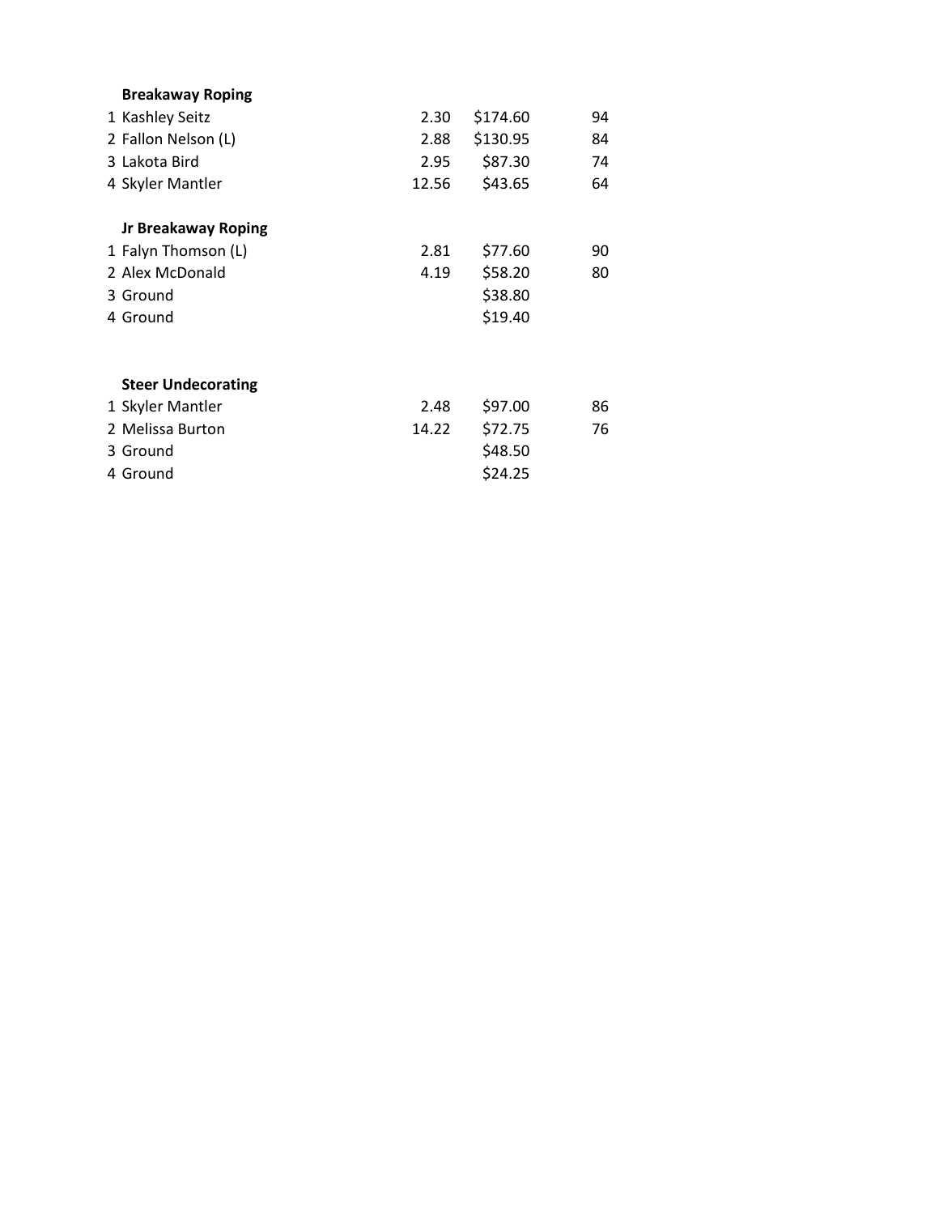**Breakaway Roping**

| | | | | |
|---|---|---|---|---|
| 1 | Kashley Seitz | 2.30 | $174.60 | 94 |
| 2 | Fallon Nelson (L) | 2.88 | $130.95 | 84 |
| 3 | Lakota Bird | 2.95 | $87.30 | 74 |
| 4 | Skyler Mantler | 12.56 | $43.65 | 64 |

**Jr Breakaway Roping**

| | | | | |
|---|---|---|---|---|
| 1 | Falyn Thomson (L) | 2.81 | $77.60 | 90 |
| 2 | Alex McDonald | 4.19 | $58.20 | 80 |
| 3 | Ground | | $38.80 | |
| 4 | Ground | | $19.40 | |

**Steer Undecorating**

| | | | | |
|---|---|---|---|---|
| 1 | Skyler Mantler | 2.48 | $97.00 | 86 |
| 2 | Melissa Burton | 14.22 | $72.75 | 76 |
| 3 | Ground | | $48.50 | |
| 4 | Ground | | $24.25 | |